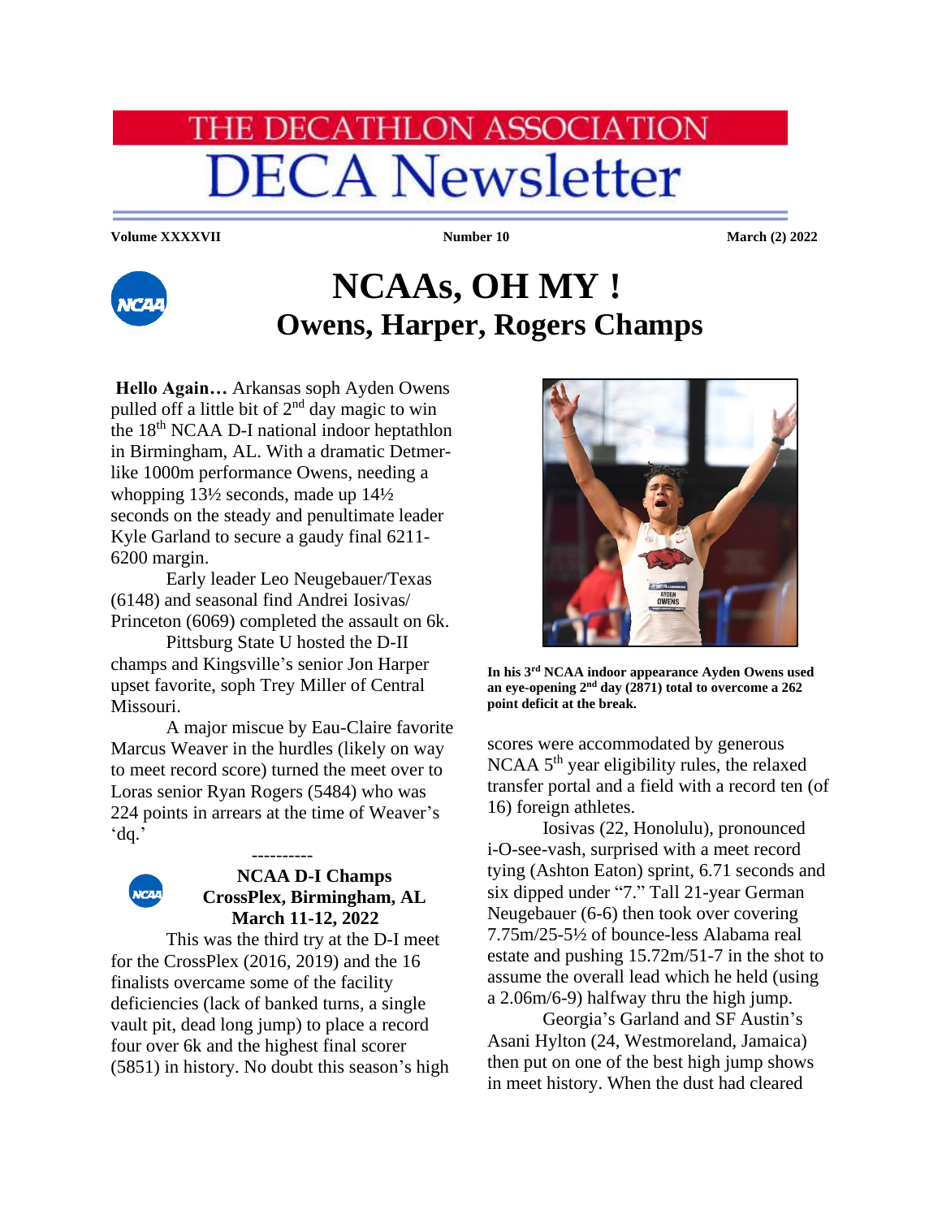# THE DECATHLON ASSOCIATION
# DECA Newsletter

**Volume XXXXVII** **Number 10** **March (2) 2022**

# NCAAs, OH MY !
## Owens, Harper, Rogers Champs

**Hello Again…** Arkansas soph Ayden Owens pulled off a little bit of 2nd day magic to win the 18th NCAA D-I national indoor heptathlon in Birmingham, AL. With a dramatic Detmer-like 1000m performance Owens, needing a whopping 13½ seconds, made up 14½ seconds on the steady and penultimate leader Kyle Garland to secure a gaudy final 6211-6200 margin.

Early leader Leo Neugebauer/Texas (6148) and seasonal find Andrei Iosivas/ Princeton (6069) completed the assault on 6k.

Pittsburg State U hosted the D-II champs and Kingsville's senior Jon Harper upset favorite, soph Trey Miller of Central Missouri.

A major miscue by Eau-Claire favorite Marcus Weaver in the hurdles (likely on way to meet record score) turned the meet over to Loras senior Ryan Rogers (5484) who was 224 points in arrears at the time of Weaver's 'dq.'

----------

### NCAA D-I Champs
### CrossPlex, Birmingham, AL
### March 11-12, 2022

This was the third try at the D-I meet for the CrossPlex (2016, 2019) and the 16 finalists overcame some of the facility deficiencies (lack of banked turns, a single vault pit, dead long jump) to place a record four over 6k and the highest final scorer (5851) in history. No doubt this season's high scores were accommodated by generous NCAA 5th year eligibility rules, the relaxed transfer portal and a field with a record ten (of 16) foreign athletes.

**In his 3rd NCAA indoor appearance Ayden Owens used an eye-opening 2nd day (2871) total to overcome a 262 point deficit at the break.**

Iosivas (22, Honolulu), pronounced i-O-see-vash, surprised with a meet record tying (Ashton Eaton) sprint, 6.71 seconds and six dipped under "7." Tall 21-year German Neugebauer (6-6) then took over covering 7.75m/25-5½ of bounce-less Alabama real estate and pushing 15.72m/51-7 in the shot to assume the overall lead which he held (using a 2.06m/6-9) halfway thru the high jump.

Georgia's Garland and SF Austin's Asani Hylton (24, Westmoreland, Jamaica) then put on one of the best high jump shows in meet history. When the dust had cleared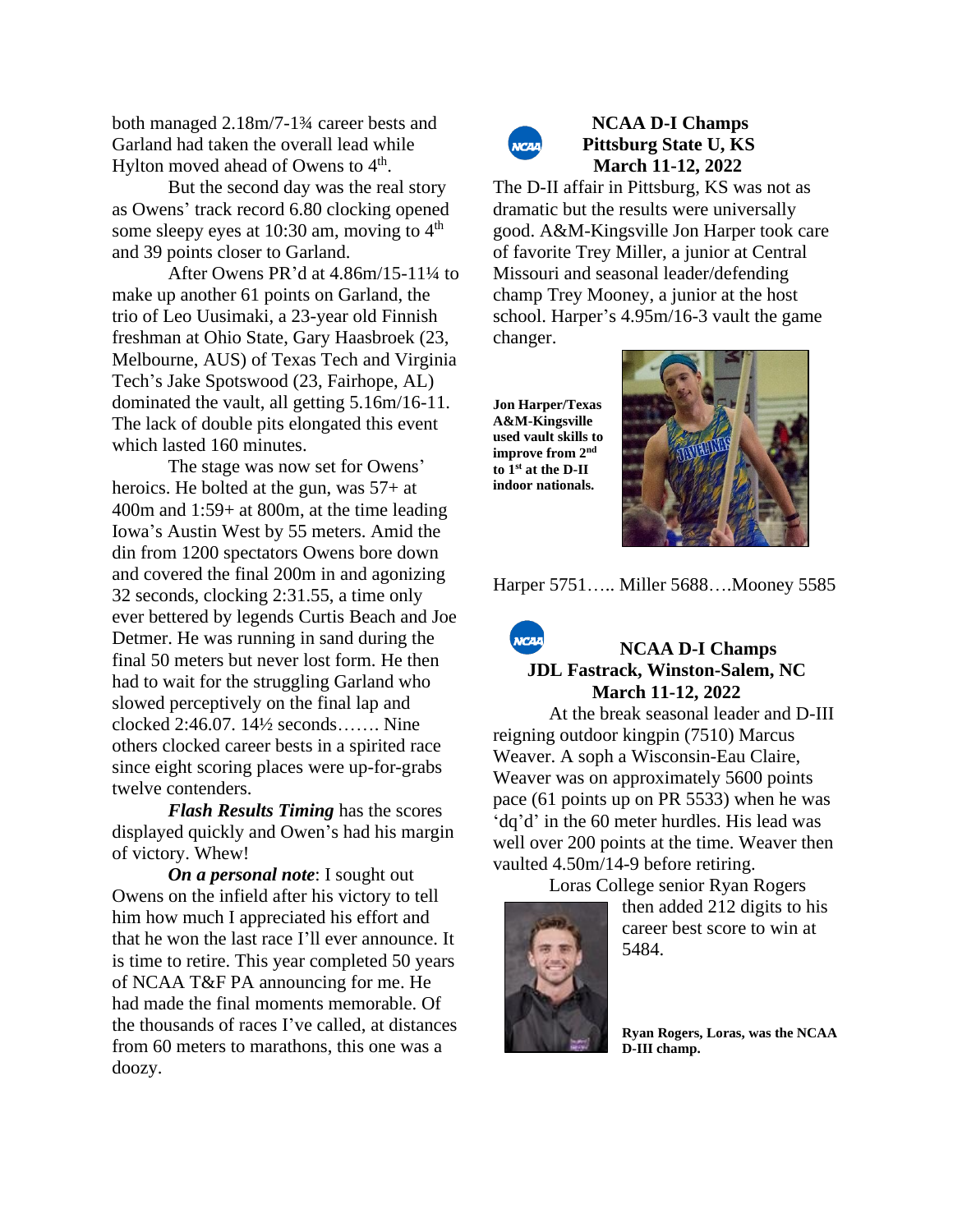both managed 2.18m/7-1¾ career bests and Garland had taken the overall lead while Hylton moved ahead of Owens to 4th.

But the second day was the real story as Owens' track record 6.80 clocking opened some sleepy eyes at 10:30 am, moving to 4th and 39 points closer to Garland.

After Owens PR'd at 4.86m/15-11¼ to make up another 61 points on Garland, the trio of Leo Uusimaki, a 23-year old Finnish freshman at Ohio State, Gary Haasbroek (23, Melbourne, AUS) of Texas Tech and Virginia Tech's Jake Spotswood (23, Fairhope, AL) dominated the vault, all getting 5.16m/16-11. The lack of double pits elongated this event which lasted 160 minutes.

The stage was now set for Owens' heroics. He bolted at the gun, was 57+ at 400m and 1:59+ at 800m, at the time leading Iowa's Austin West by 55 meters. Amid the din from 1200 spectators Owens bore down and covered the final 200m in and agonizing 32 seconds, clocking 2:31.55, a time only ever bettered by legends Curtis Beach and Joe Detmer. He was running in sand during the final 50 meters but never lost form. He then had to wait for the struggling Garland who slowed perceptively on the final lap and clocked 2:46.07. 14½ seconds……. Nine others clocked career bests in a spirited race since eight scoring places were up-for-grabs twelve contenders.

***Flash Results Timing*** has the scores displayed quickly and Owen's had his margin of victory. Whew!

***On a personal note***: I sought out Owens on the infield after his victory to tell him how much I appreciated his effort and that he won the last race I'll ever announce. It is time to retire. This year completed 50 years of NCAA T&F PA announcing for me. He had made the final moments memorable. Of the thousands of races I've called, at distances from 60 meters to marathons, this one was a doozy.

## NCAA D-I Champs
## Pittsburg State U, KS
## March 11-12, 2022

The D-II affair in Pittsburg, KS was not as dramatic but the results were universally good. A&M-Kingsville Jon Harper took care of favorite Trey Miller, a junior at Central Missouri and seasonal leader/defending champ Trey Mooney, a junior at the host school. Harper's 4.95m/16-3 vault the game changer.

**Jon Harper/Texas A&M-Kingsville used vault skills to improve from 2nd to 1st at the D-II indoor nationals.**

Harper 5751….. Miller 5688….Mooney 5585

## NCAA D-I Champs
## JDL Fastrack, Winston-Salem, NC
## March 11-12, 2022

At the break seasonal leader and D-III reigning outdoor kingpin (7510) Marcus Weaver. A soph a Wisconsin-Eau Claire, Weaver was on approximately 5600 points pace (61 points up on PR 5533) when he was 'dq'd' in the 60 meter hurdles. His lead was well over 200 points at the time. Weaver then vaulted 4.50m/14-9 before retiring.

Loras College senior Ryan Rogers then added 212 digits to his career best score to win at 5484.

**Ryan Rogers, Loras, was the NCAA D-III champ.**